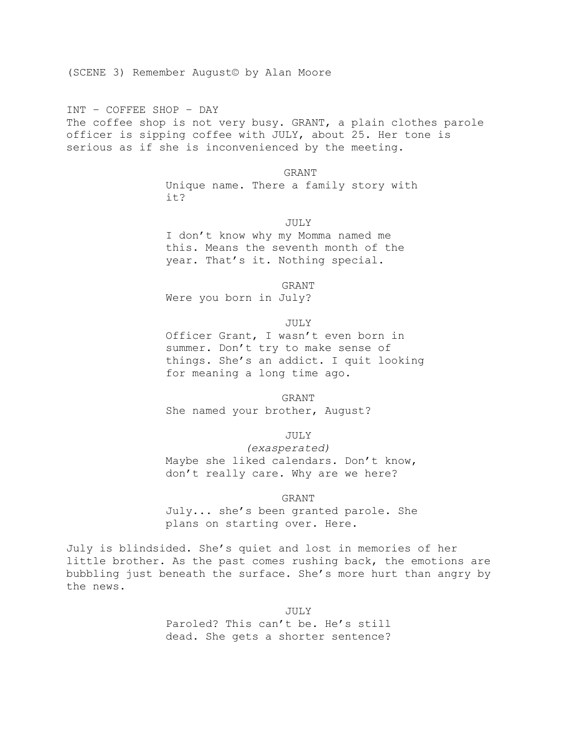(SCENE 3) Remember August© by Alan Moore

INT – COFFEE SHOP – DAY

The coffee shop is not very busy. GRANT, a plain clothes parole officer is sipping coffee with JULY, about 25. Her tone is serious as if she is inconvenienced by the meeting.

GRANT

Unique name. There a family story with it?

JULY

I don't know why my Momma named me this. Means the seventh month of the year. That's it. Nothing special.

GRANT

Were you born in July?

JULY

Officer Grant, I wasn't even born in summer. Don't try to make sense of things. She's an addict. I quit looking for meaning a long time ago.

GRANT

She named your brother, August?

JULY

*(exasperated)*

Maybe she liked calendars. Don't know, don't really care. Why are we here?

GRANT

July... she's been granted parole. She plans on starting over. Here.

July is blindsided. She's quiet and lost in memories of her little brother. As the past comes rushing back, the emotions are bubbling just beneath the surface. She's more hurt than angry by the news.

JULY

Paroled? This can't be. He's still dead. She gets a shorter sentence?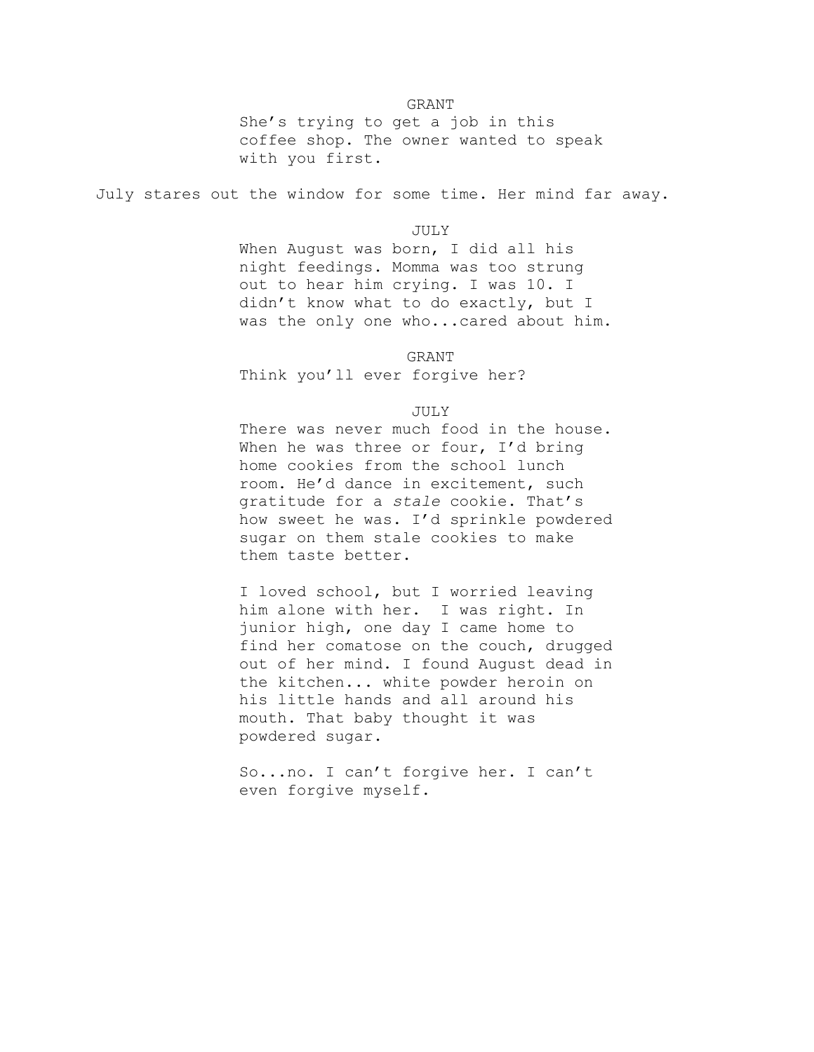GRANT

She's trying to get a job in this coffee shop. The owner wanted to speak with you first.

July stares out the window for some time. Her mind far away.

JULY

When August was born, I did all his night feedings. Momma was too strung out to hear him crying. I was 10. I didn't know what to do exactly, but I was the only one who...cared about him.

GRANT

Think you'll ever forgive her?

JULY

There was never much food in the house. When he was three or four, I'd bring home cookies from the school lunch room. He'd dance in excitement, such gratitude for a *stale* cookie. That's how sweet he was. I'd sprinkle powdered sugar on them stale cookies to make them taste better.

I loved school, but I worried leaving him alone with her. I was right. In junior high, one day I came home to find her comatose on the couch, drugged out of her mind. I found August dead in the kitchen... white powder heroin on his little hands and all around his mouth. That baby thought it was powdered sugar.

So...no. I can't forgive her. I can't even forgive myself.